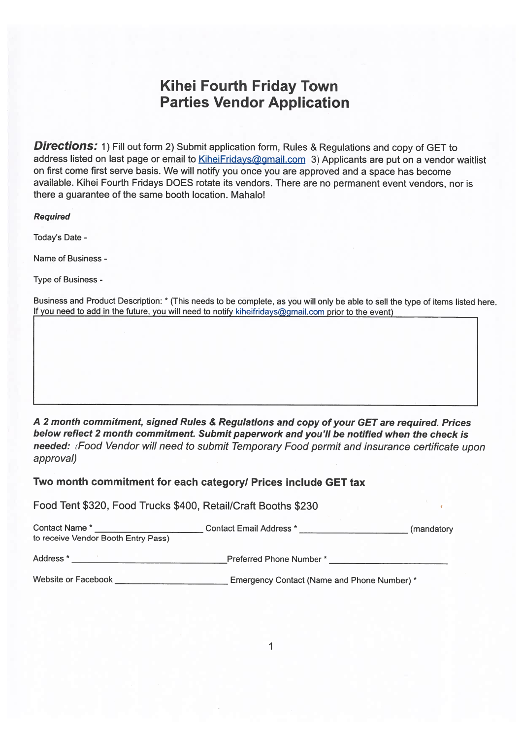# Kihei Fourth Friday Town Parties Vendor Application

***Directions:*** 1) Fill out form 2) Submit application form, Rules & Regulations and copy of GET to address listed on last page or email to KiheiFridays@gmail.com 3) Applicants are put on a vendor waitlist on first come first serve basis. We will notify you once you are approved and a space has become available. Kihei Fourth Fridays DOES rotate its vendors. There are no permanent event vendors, nor is there a guarantee of the same booth location. Mahalo!

***Required***

Today's Date -

Name of Business -

Type of Business -

Business and Product Description: * (This needs to be complete, as you will only be able to sell the type of items listed here. If you need to add in the future, you will need to notify kiheifridays@gmail.com prior to the event)

| |
|---|
| |

***A 2 month commitment, signed Rules & Regulations and copy of your GET are required. Prices below reflect 2 month commitment. Submit paperwork and you'll be notified when the check is needed:*** *(Food Vendor will need to submit Temporary Food permit and insurance certificate upon approval)*

**Two month commitment for each category/ Prices include GET tax**

Food Tent $320, Food Trucks $400, Retail/Craft Booths $230

Contact Name * ______________________ Contact Email Address * ______________________ (mandatory to receive Vendor Booth Entry Pass)

Address * ______________________________ Preferred Phone Number * ________________________

Website or Facebook ______________________ Emergency Contact (Name and Phone Number) *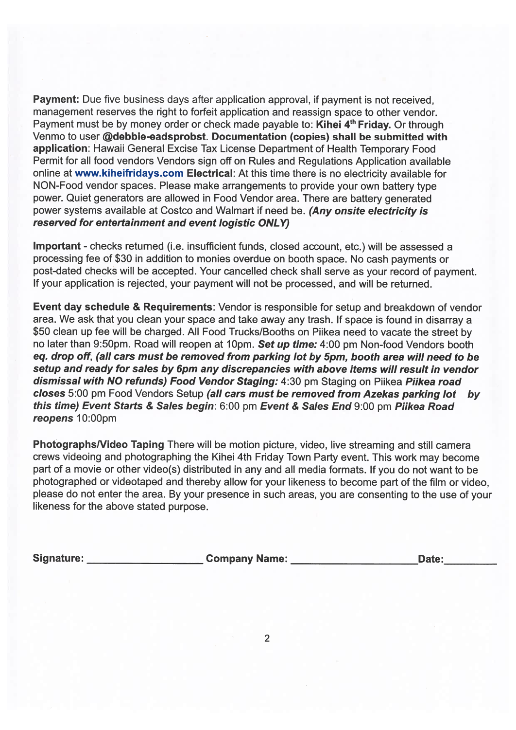**Payment:** Due five business days after application approval, if payment is not received, management reserves the right to forfeit application and reassign space to other vendor. Payment must be by money order or check made payable to: **Kihei 4th Friday.** Or through Venmo to user **@debbie-eadsprobst**. **Documentation (copies) shall be submitted with application**: Hawaii General Excise Tax License Department of Health Temporary Food Permit for all food vendors Vendors sign off on Rules and Regulations Application available online at **www.kiheifridays.com** **Electrical**: At this time there is no electricity available for NON-Food vendor spaces. Please make arrangements to provide your own battery type power. Quiet generators are allowed in Food Vendor area. There are battery generated power systems available at Costco and Walmart if need be. ***(Any onsite electricity is reserved for entertainment and event logistic ONLY)***

**Important** - checks returned (i.e. insufficient funds, closed account, etc.) will be assessed a processing fee of $30 in addition to monies overdue on booth space. No cash payments or post-dated checks will be accepted. Your cancelled check shall serve as your record of payment. If your application is rejected, your payment will not be processed, and will be returned.

**Event day schedule & Requirements**: Vendor is responsible for setup and breakdown of vendor area. We ask that you clean your space and take away any trash. If space is found in disarray a $50 clean up fee will be charged. All Food Trucks/Booths on Piikea need to vacate the street by no later than 9:50pm. Road will reopen at 10pm. ***Set up time:*** 4:00 pm Non-food Vendors booth ***eq. drop off, (all cars must be removed from parking lot by 5pm, booth area will need to be setup and ready for sales by 6pm any discrepancies with above items will result in vendor dismissal with NO refunds) Food Vendor Staging:*** 4:30 pm Staging on Piikea ***Piikea road closes*** 5:00 pm Food Vendors Setup ***(all cars must be removed from Azekas parking lot by this time) Event Starts & Sales begin***: 6:00 pm ***Event & Sales End*** 9:00 pm ***Piikea Road reopens*** 10:00pm

**Photographs/Video Taping** There will be motion picture, video, live streaming and still camera crews videoing and photographing the Kihei 4th Friday Town Party event. This work may become part of a movie or other video(s) distributed in any and all media formats. If you do not want to be photographed or videotaped and thereby allow for your likeness to become part of the film or video, please do not enter the area. By your presence in such areas, you are consenting to the use of your likeness for the above stated purpose.

**Signature:** ___________________ **Company Name:** ____________________ **Date:** _________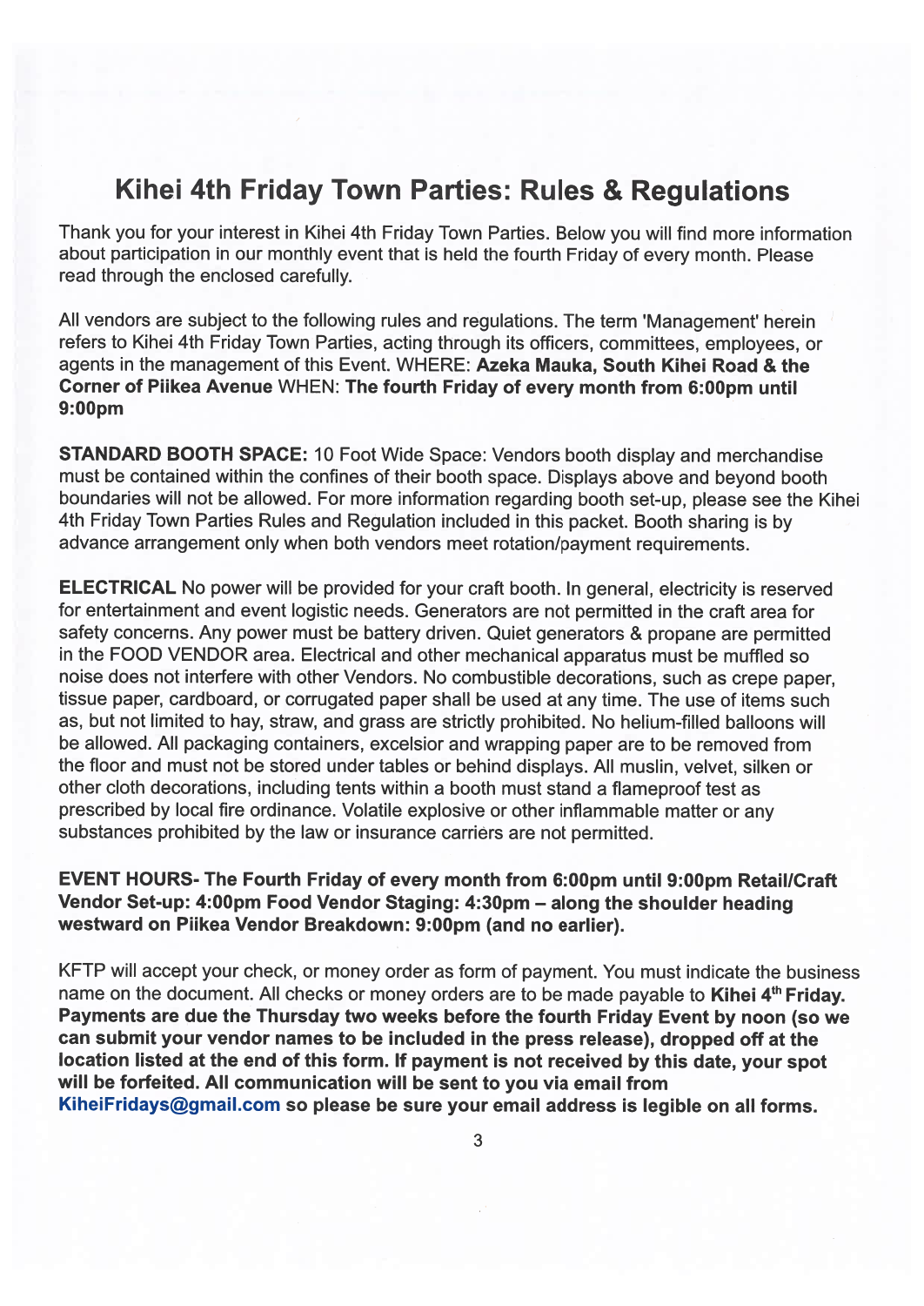# Kihei 4th Friday Town Parties: Rules & Regulations

Thank you for your interest in Kihei 4th Friday Town Parties. Below you will find more information about participation in our monthly event that is held the fourth Friday of every month. Please read through the enclosed carefully.

All vendors are subject to the following rules and regulations. The term 'Management' herein refers to Kihei 4th Friday Town Parties, acting through its officers, committees, employees, or agents in the management of this Event. WHERE: **Azeka Mauka, South Kihei Road & the Corner of Piikea Avenue** WHEN: **The fourth Friday of every month from 6:00pm until 9:00pm**

**STANDARD BOOTH SPACE:** 10 Foot Wide Space: Vendors booth display and merchandise must be contained within the confines of their booth space. Displays above and beyond booth boundaries will not be allowed. For more information regarding booth set-up, please see the Kihei 4th Friday Town Parties Rules and Regulation included in this packet. Booth sharing is by advance arrangement only when both vendors meet rotation/payment requirements.

**ELECTRICAL** No power will be provided for your craft booth. In general, electricity is reserved for entertainment and event logistic needs. Generators are not permitted in the craft area for safety concerns. Any power must be battery driven. Quiet generators & propane are permitted in the FOOD VENDOR area. Electrical and other mechanical apparatus must be muffled so noise does not interfere with other Vendors. No combustible decorations, such as crepe paper, tissue paper, cardboard, or corrugated paper shall be used at any time. The use of items such as, but not limited to hay, straw, and grass are strictly prohibited. No helium-filled balloons will be allowed. All packaging containers, excelsior and wrapping paper are to be removed from the floor and must not be stored under tables or behind displays. All muslin, velvet, silken or other cloth decorations, including tents within a booth must stand a flameproof test as prescribed by local fire ordinance. Volatile explosive or other inflammable matter or any substances prohibited by the law or insurance carriers are not permitted.

**EVENT HOURS- The Fourth Friday of every month from 6:00pm until 9:00pm Retail/Craft Vendor Set-up: 4:00pm Food Vendor Staging: 4:30pm – along the shoulder heading westward on Piikea Vendor Breakdown: 9:00pm (and no earlier).**

KFTP will accept your check, or money order as form of payment. You must indicate the business name on the document. All checks or money orders are to be made payable to **Kihei 4th Friday. Payments are due the Thursday two weeks before the fourth Friday Event by noon (so we can submit your vendor names to be included in the press release), dropped off at the location listed at the end of this form. If payment is not received by this date, your spot will be forfeited. All communication will be sent to you via email from KiheiFridays@gmail.com so please be sure your email address is legible on all forms.**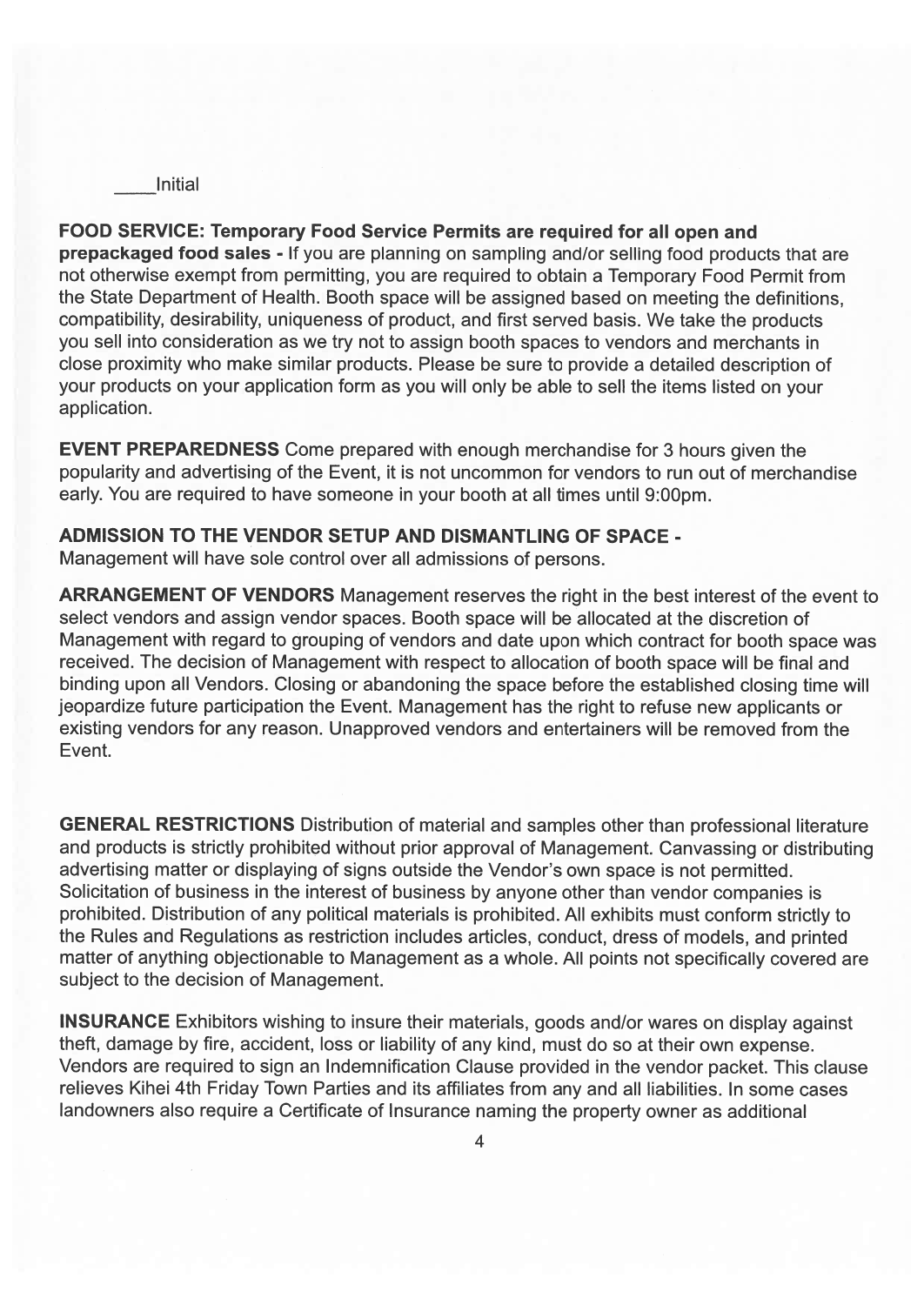____Initial

**FOOD SERVICE: Temporary Food Service Permits are required for all open and prepackaged food sales -** If you are planning on sampling and/or selling food products that are not otherwise exempt from permitting, you are required to obtain a Temporary Food Permit from the State Department of Health. Booth space will be assigned based on meeting the definitions, compatibility, desirability, uniqueness of product, and first served basis. We take the products you sell into consideration as we try not to assign booth spaces to vendors and merchants in close proximity who make similar products. Please be sure to provide a detailed description of your products on your application form as you will only be able to sell the items listed on your application.

**EVENT PREPAREDNESS** Come prepared with enough merchandise for 3 hours given the popularity and advertising of the Event, it is not uncommon for vendors to run out of merchandise early. You are required to have someone in your booth at all times until 9:00pm.

**ADMISSION TO THE VENDOR SETUP AND DISMANTLING OF SPACE -**
Management will have sole control over all admissions of persons.

**ARRANGEMENT OF VENDORS** Management reserves the right in the best interest of the event to select vendors and assign vendor spaces. Booth space will be allocated at the discretion of Management with regard to grouping of vendors and date upon which contract for booth space was received. The decision of Management with respect to allocation of booth space will be final and binding upon all Vendors. Closing or abandoning the space before the established closing time will jeopardize future participation the Event. Management has the right to refuse new applicants or existing vendors for any reason. Unapproved vendors and entertainers will be removed from the Event.

**GENERAL RESTRICTIONS** Distribution of material and samples other than professional literature and products is strictly prohibited without prior approval of Management. Canvassing or distributing advertising matter or displaying of signs outside the Vendor's own space is not permitted. Solicitation of business in the interest of business by anyone other than vendor companies is prohibited. Distribution of any political materials is prohibited. All exhibits must conform strictly to the Rules and Regulations as restriction includes articles, conduct, dress of models, and printed matter of anything objectionable to Management as a whole. All points not specifically covered are subject to the decision of Management.

**INSURANCE** Exhibitors wishing to insure their materials, goods and/or wares on display against theft, damage by fire, accident, loss or liability of any kind, must do so at their own expense. Vendors are required to sign an Indemnification Clause provided in the vendor packet. This clause relieves Kihei 4th Friday Town Parties and its affiliates from any and all liabilities. In some cases landowners also require a Certificate of Insurance naming the property owner as additional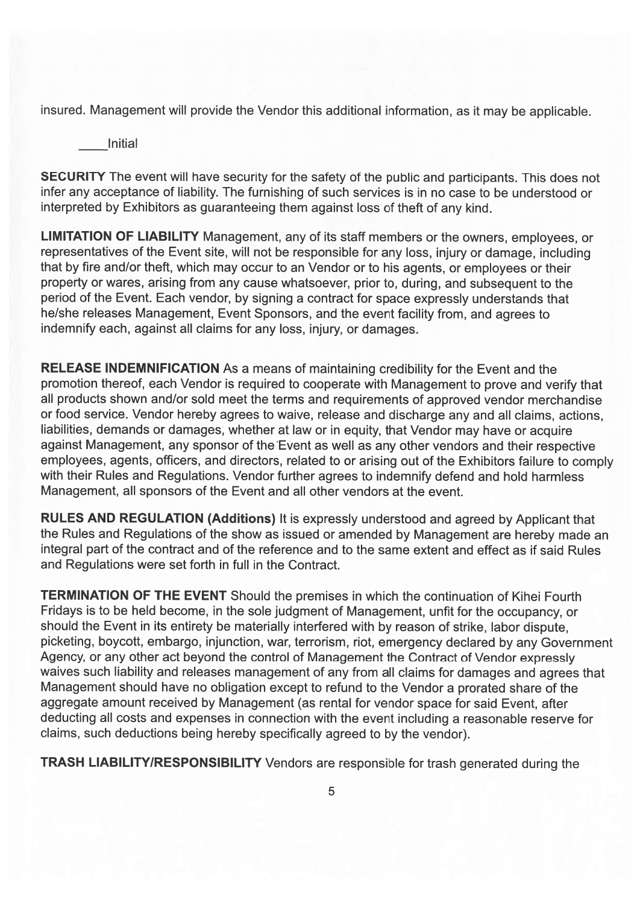insured. Management will provide the Vendor this additional information, as it may be applicable.

____Initial

**SECURITY** The event will have security for the safety of the public and participants. This does not infer any acceptance of liability. The furnishing of such services is in no case to be understood or interpreted by Exhibitors as guaranteeing them against loss of theft of any kind.

**LIMITATION OF LIABILITY** Management, any of its staff members or the owners, employees, or representatives of the Event site, will not be responsible for any loss, injury or damage, including that by fire and/or theft, which may occur to an Vendor or to his agents, or employees or their property or wares, arising from any cause whatsoever, prior to, during, and subsequent to the period of the Event. Each vendor, by signing a contract for space expressly understands that he/she releases Management, Event Sponsors, and the event facility from, and agrees to indemnify each, against all claims for any loss, injury, or damages.

**RELEASE INDEMNIFICATION** As a means of maintaining credibility for the Event and the promotion thereof, each Vendor is required to cooperate with Management to prove and verify that all products shown and/or sold meet the terms and requirements of approved vendor merchandise or food service. Vendor hereby agrees to waive, release and discharge any and all claims, actions, liabilities, demands or damages, whether at law or in equity, that Vendor may have or acquire against Management, any sponsor of the Event as well as any other vendors and their respective employees, agents, officers, and directors, related to or arising out of the Exhibitors failure to comply with their Rules and Regulations. Vendor further agrees to indemnify defend and hold harmless Management, all sponsors of the Event and all other vendors at the event.

**RULES AND REGULATION (Additions)** It is expressly understood and agreed by Applicant that the Rules and Regulations of the show as issued or amended by Management are hereby made an integral part of the contract and of the reference and to the same extent and effect as if said Rules and Regulations were set forth in full in the Contract.

**TERMINATION OF THE EVENT** Should the premises in which the continuation of Kihei Fourth Fridays is to be held become, in the sole judgment of Management, unfit for the occupancy, or should the Event in its entirety be materially interfered with by reason of strike, labor dispute, picketing, boycott, embargo, injunction, war, terrorism, riot, emergency declared by any Government Agency, or any other act beyond the control of Management the Contract of Vendor expressly waives such liability and releases management of any from all claims for damages and agrees that Management should have no obligation except to refund to the Vendor a prorated share of the aggregate amount received by Management (as rental for vendor space for said Event, after deducting all costs and expenses in connection with the event including a reasonable reserve for claims, such deductions being hereby specifically agreed to by the vendor).

**TRASH LIABILITY/RESPONSIBILITY** Vendors are responsible for trash generated during the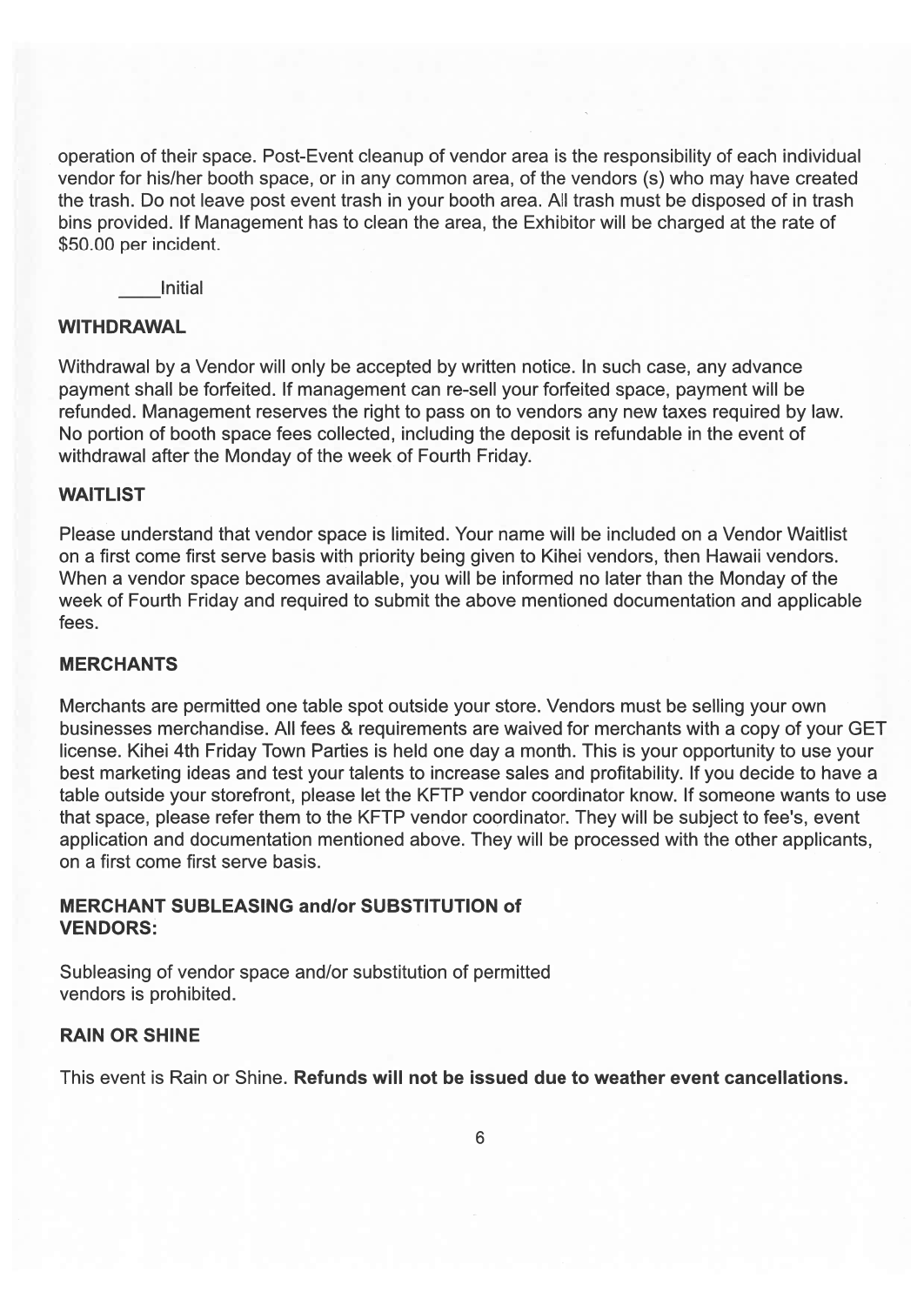operation of their space. Post-Event cleanup of vendor area is the responsibility of each individual vendor for his/her booth space, or in any common area, of the vendors (s) who may have created the trash. Do not leave post event trash in your booth area. All trash must be disposed of in trash bins provided. If Management has to clean the area, the Exhibitor will be charged at the rate of $50.00 per incident.

____Initial

### WITHDRAWAL

Withdrawal by a Vendor will only be accepted by written notice. In such case, any advance payment shall be forfeited. If management can re-sell your forfeited space, payment will be refunded. Management reserves the right to pass on to vendors any new taxes required by law. No portion of booth space fees collected, including the deposit is refundable in the event of withdrawal after the Monday of the week of Fourth Friday.

### WAITLIST

Please understand that vendor space is limited. Your name will be included on a Vendor Waitlist on a first come first serve basis with priority being given to Kihei vendors, then Hawaii vendors. When a vendor space becomes available, you will be informed no later than the Monday of the week of Fourth Friday and required to submit the above mentioned documentation and applicable fees.

### MERCHANTS

Merchants are permitted one table spot outside your store. Vendors must be selling your own businesses merchandise. All fees & requirements are waived for merchants with a copy of your GET license. Kihei 4th Friday Town Parties is held one day a month. This is your opportunity to use your best marketing ideas and test your talents to increase sales and profitability. If you decide to have a table outside your storefront, please let the KFTP vendor coordinator know. If someone wants to use that space, please refer them to the KFTP vendor coordinator. They will be subject to fee's, event application and documentation mentioned above. They will be processed with the other applicants, on a first come first serve basis.

### MERCHANT SUBLEASING and/or SUBSTITUTION of VENDORS:

Subleasing of vendor space and/or substitution of permitted vendors is prohibited.

### RAIN OR SHINE

This event is Rain or Shine. **Refunds will not be issued due to weather event cancellations.**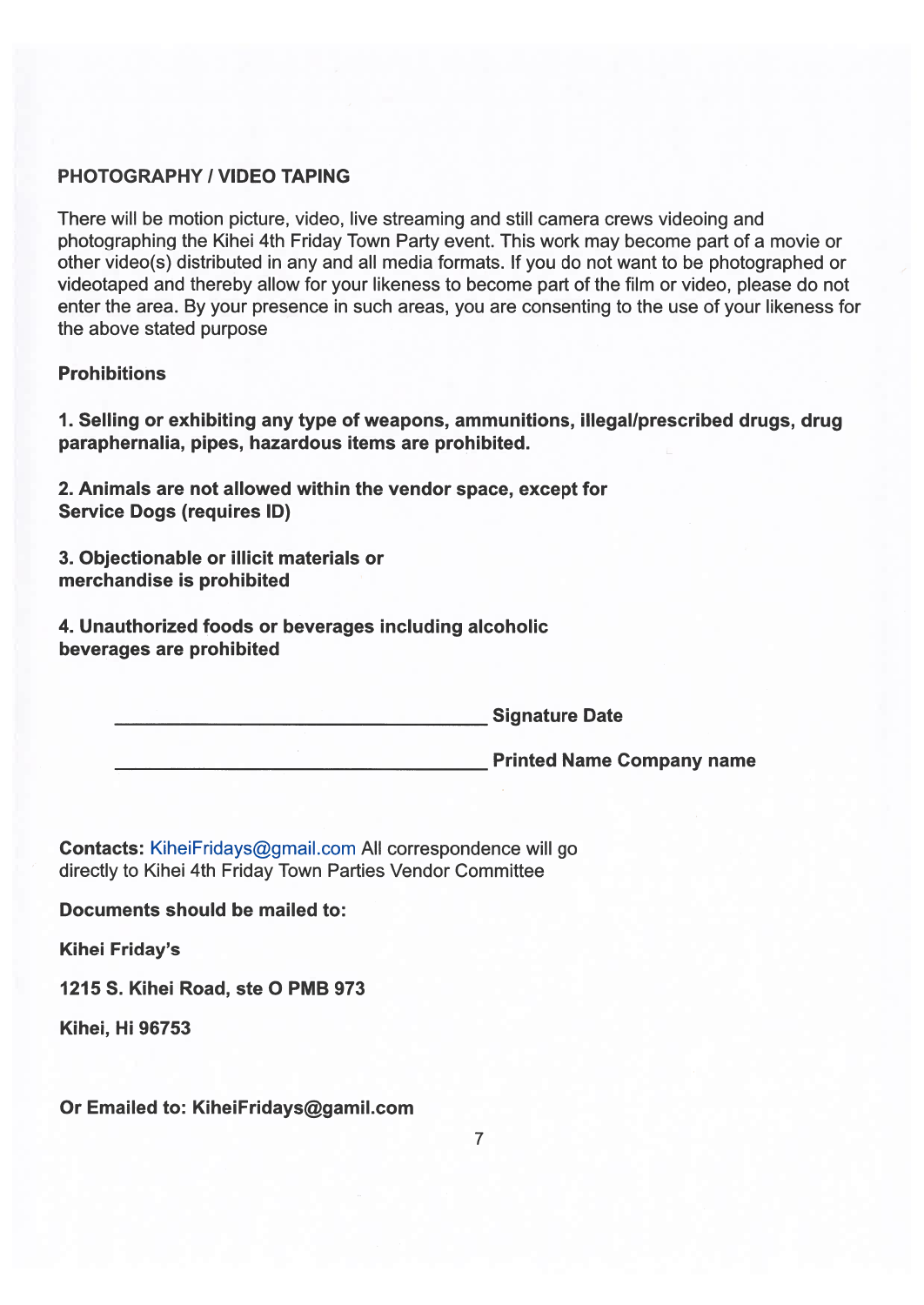**PHOTOGRAPHY / VIDEO TAPING**

There will be motion picture, video, live streaming and still camera crews videoing and photographing the Kihei 4th Friday Town Party event. This work may become part of a movie or other video(s) distributed in any and all media formats. If you do not want to be photographed or videotaped and thereby allow for your likeness to become part of the film or video, please do not enter the area. By your presence in such areas, you are consenting to the use of your likeness for the above stated purpose

**Prohibitions**

**1. Selling or exhibiting any type of weapons, ammunitions, illegal/prescribed drugs, drug paraphernalia, pipes, hazardous items are prohibited.**

**2. Animals are not allowed within the vendor space, except for Service Dogs (requires ID)**

**3. Objectionable or illicit materials or merchandise is prohibited**

**4. Unauthorized foods or beverages including alcoholic beverages are prohibited**

\_\_\_\_\_\_\_\_\_\_\_\_\_\_\_\_\_\_\_\_\_\_\_\_\_\_\_\_\_\_\_\_\_\_\_\_ **Signature Date**

\_\_\_\_\_\_\_\_\_\_\_\_\_\_\_\_\_\_\_\_\_\_\_\_\_\_\_\_\_\_\_\_\_\_\_\_ **Printed Name Company name**

**Contacts:** KiheiFridays@gmail.com All correspondence will go directly to Kihei 4th Friday Town Parties Vendor Committee

**Documents should be mailed to:**

**Kihei Friday's**

**1215 S. Kihei Road, ste O PMB 973**

**Kihei, Hi 96753**

**Or Emailed to: KiheiFridays@gamil.com**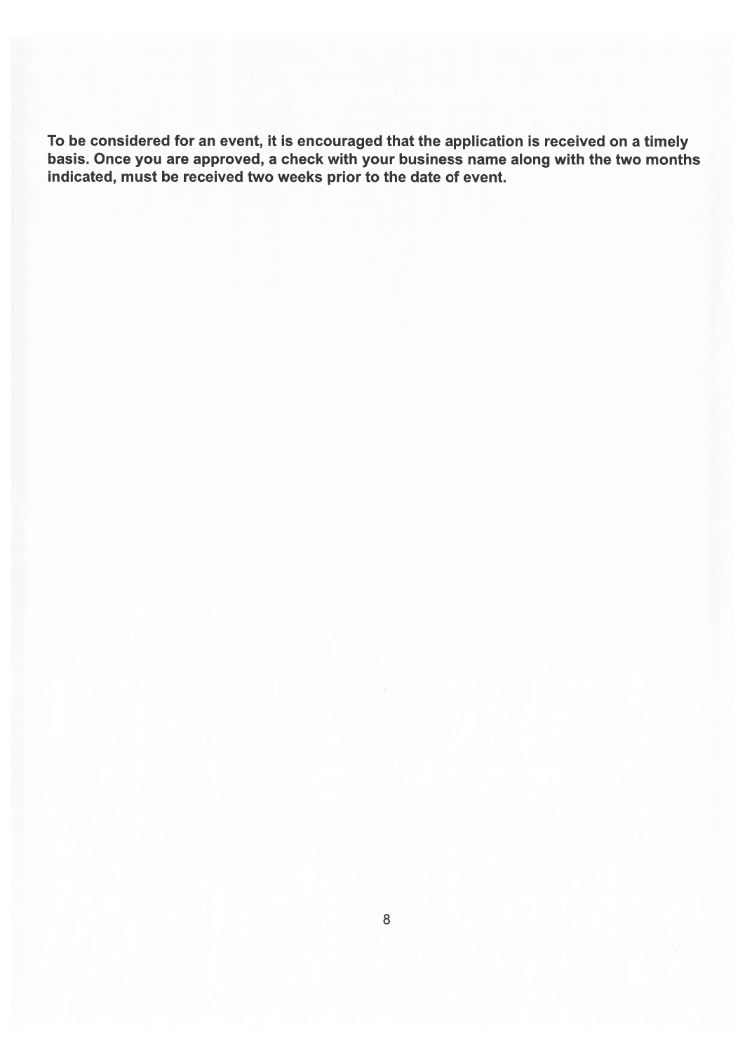**To be considered for an event, it is encouraged that the application is received on a timely basis. Once you are approved, a check with your business name along with the two months indicated, must be received two weeks prior to the date of event.**